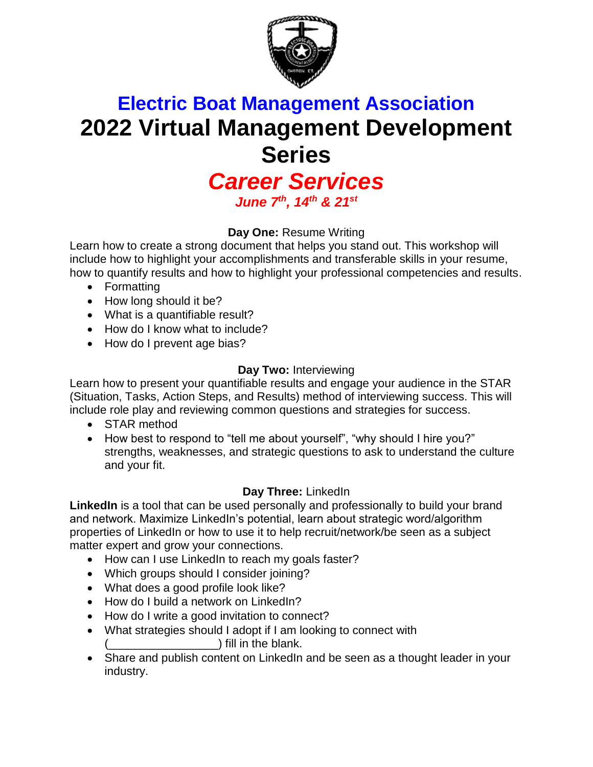# Electric Boat Management Association

# 2022 Virtual Management Development Series

## *Career Services*

***June 7th, 14th & 21st***

**Day One:** Resume Writing

Learn how to create a strong document that helps you stand out. This workshop will include how to highlight your accomplishments and transferable skills in your resume, how to quantify results and how to highlight your professional competencies and results.

- Formatting
- How long should it be?
- What is a quantifiable result?
- How do I know what to include?
- How do I prevent age bias?

**Day Two:** Interviewing

Learn how to present your quantifiable results and engage your audience in the STAR (Situation, Tasks, Action Steps, and Results) method of interviewing success. This will include role play and reviewing common questions and strategies for success.

- STAR method
- How best to respond to "tell me about yourself", "why should I hire you?" strengths, weaknesses, and strategic questions to ask to understand the culture and your fit.

**Day Three:** LinkedIn

**LinkedIn** is a tool that can be used personally and professionally to build your brand and network. Maximize LinkedIn's potential, learn about strategic word/algorithm properties of LinkedIn or how to use it to help recruit/network/be seen as a subject matter expert and grow your connections.

- How can I use LinkedIn to reach my goals faster?
- Which groups should I consider joining?
- What does a good profile look like?
- How do I build a network on LinkedIn?
- How do I write a good invitation to connect?
- What strategies should I adopt if I am looking to connect with (_________________) fill in the blank.
- Share and publish content on LinkedIn and be seen as a thought leader in your industry.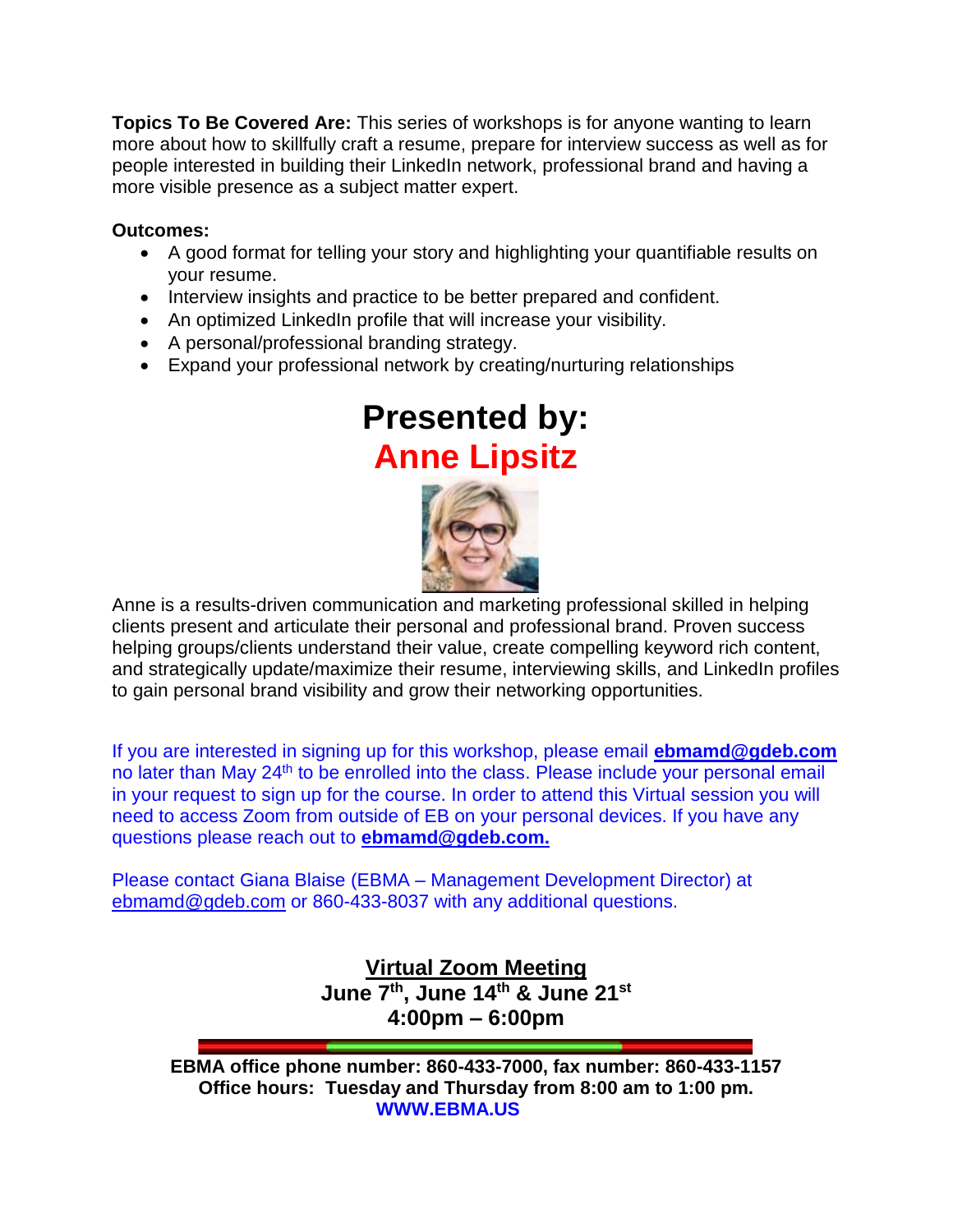**Topics To Be Covered Are:** This series of workshops is for anyone wanting to learn more about how to skillfully craft a resume, prepare for interview success as well as for people interested in building their LinkedIn network, professional brand and having a more visible presence as a subject matter expert.

**Outcomes:**

- A good format for telling your story and highlighting your quantifiable results on your resume.
- Interview insights and practice to be better prepared and confident.
- An optimized LinkedIn profile that will increase your visibility.
- A personal/professional branding strategy.
- Expand your professional network by creating/nurturing relationships

# Presented by:

# Anne Lipsitz

Anne is a results-driven communication and marketing professional skilled in helping clients present and articulate their personal and professional brand. Proven success helping groups/clients understand their value, create compelling keyword rich content, and strategically update/maximize their resume, interviewing skills, and LinkedIn profiles to gain personal brand visibility and grow their networking opportunities.

If you are interested in signing up for this workshop, please email **ebmamd@gdeb.com** no later than May 24th to be enrolled into the class. Please include your personal email in your request to sign up for the course. In order to attend this Virtual session you will need to access Zoom from outside of EB on your personal devices. If you have any questions please reach out to **ebmamd@gdeb.com.**

Please contact Giana Blaise (EBMA – Management Development Director) at ebmamd@gdeb.com or 860-433-8037 with any additional questions.

**Virtual Zoom Meeting**
**June 7th, June 14th & June 21st**
**4:00pm – 6:00pm**

**EBMA office phone number: 860-433-7000, fax number: 860-433-1157**
**Office hours: Tuesday and Thursday from 8:00 am to 1:00 pm.**
**WWW.EBMA.US**